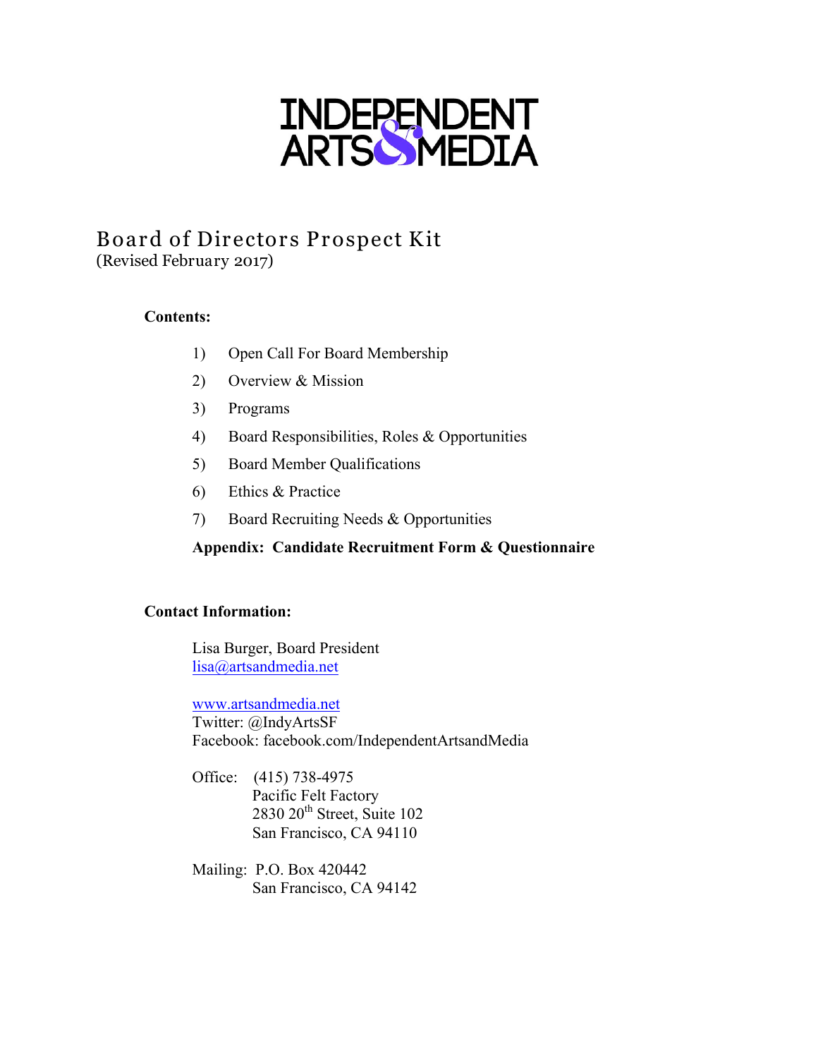# INDEPENDENT ARTS & MEDIA

## Board of Directors Prospect Kit

(Revised February 2017)

**Contents:**

1) Open Call For Board Membership
2) Overview & Mission
3) Programs
4) Board Responsibilities, Roles & Opportunities
5) Board Member Qualifications
6) Ethics & Practice
7) Board Recruiting Needs & Opportunities

**Appendix: Candidate Recruitment Form & Questionnaire**

**Contact Information:**

Lisa Burger, Board President
lisa@artsandmedia.net

www.artsandmedia.net
Twitter: @IndyArtsSF
Facebook: facebook.com/IndependentArtsandMedia

Office: (415) 738-4975
Pacific Felt Factory
2830 20th Street, Suite 102
San Francisco, CA 94110

Mailing: P.O. Box 420442
San Francisco, CA 94142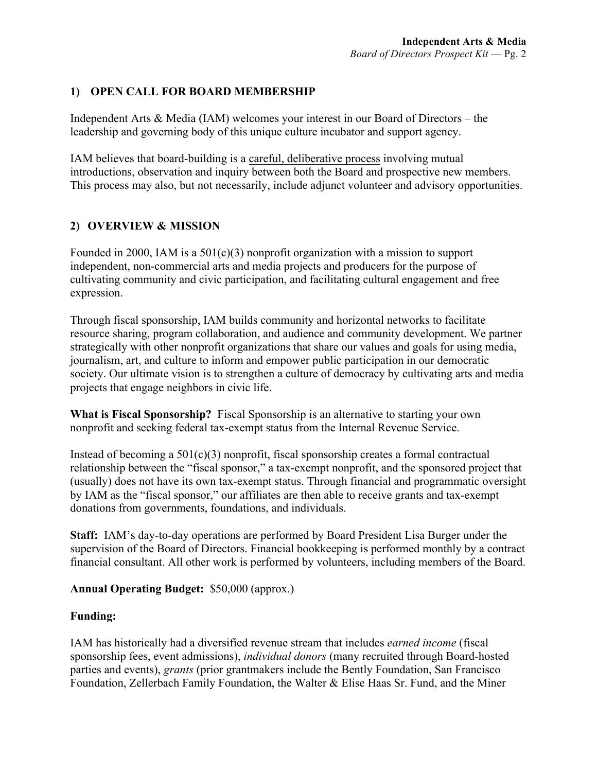## 1) OPEN CALL FOR BOARD MEMBERSHIP

Independent Arts & Media (IAM) welcomes your interest in our Board of Directors – the leadership and governing body of this unique culture incubator and support agency.

IAM believes that board-building is a careful, deliberative process involving mutual introductions, observation and inquiry between both the Board and prospective new members. This process may also, but not necessarily, include adjunct volunteer and advisory opportunities.

## 2) OVERVIEW & MISSION

Founded in 2000, IAM is a 501(c)(3) nonprofit organization with a mission to support independent, non-commercial arts and media projects and producers for the purpose of cultivating community and civic participation, and facilitating cultural engagement and free expression.

Through fiscal sponsorship, IAM builds community and horizontal networks to facilitate resource sharing, program collaboration, and audience and community development. We partner strategically with other nonprofit organizations that share our values and goals for using media, journalism, art, and culture to inform and empower public participation in our democratic society. Our ultimate vision is to strengthen a culture of democracy by cultivating arts and media projects that engage neighbors in civic life.

**What is Fiscal Sponsorship?** Fiscal Sponsorship is an alternative to starting your own nonprofit and seeking federal tax-exempt status from the Internal Revenue Service.

Instead of becoming a 501(c)(3) nonprofit, fiscal sponsorship creates a formal contractual relationship between the "fiscal sponsor," a tax-exempt nonprofit, and the sponsored project that (usually) does not have its own tax-exempt status. Through financial and programmatic oversight by IAM as the "fiscal sponsor," our affiliates are then able to receive grants and tax-exempt donations from governments, foundations, and individuals.

**Staff:** IAM's day-to-day operations are performed by Board President Lisa Burger under the supervision of the Board of Directors. Financial bookkeeping is performed monthly by a contract financial consultant. All other work is performed by volunteers, including members of the Board.

**Annual Operating Budget:** $50,000 (approx.)

**Funding:**

IAM has historically had a diversified revenue stream that includes *earned income* (fiscal sponsorship fees, event admissions), *individual donors* (many recruited through Board-hosted parties and events), *grants* (prior grantmakers include the Bently Foundation, San Francisco Foundation, Zellerbach Family Foundation, the Walter & Elise Haas Sr. Fund, and the Miner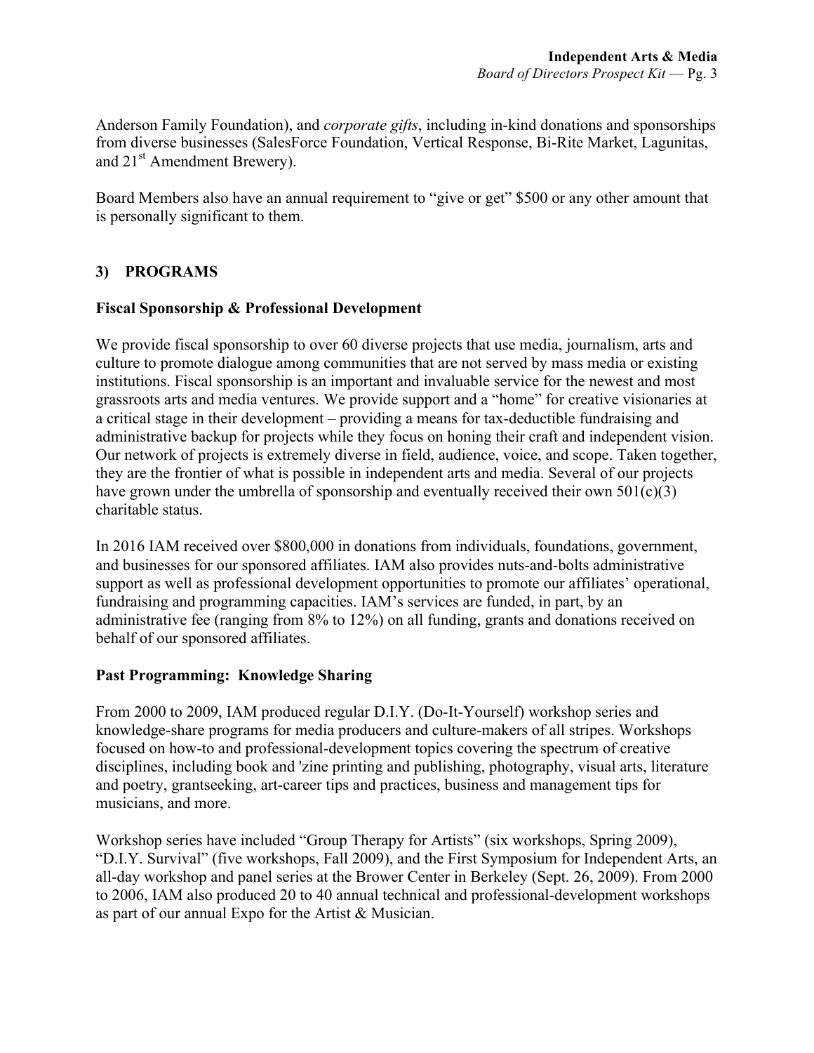Anderson Family Foundation), and *corporate gifts*, including in-kind donations and sponsorships from diverse businesses (SalesForce Foundation, Vertical Response, Bi-Rite Market, Lagunitas, and 21st Amendment Brewery).

Board Members also have an annual requirement to "give or get" $500 or any other amount that is personally significant to them.

## 3) PROGRAMS

### Fiscal Sponsorship & Professional Development

We provide fiscal sponsorship to over 60 diverse projects that use media, journalism, arts and culture to promote dialogue among communities that are not served by mass media or existing institutions. Fiscal sponsorship is an important and invaluable service for the newest and most grassroots arts and media ventures. We provide support and a "home" for creative visionaries at a critical stage in their development – providing a means for tax-deductible fundraising and administrative backup for projects while they focus on honing their craft and independent vision. Our network of projects is extremely diverse in field, audience, voice, and scope. Taken together, they are the frontier of what is possible in independent arts and media. Several of our projects have grown under the umbrella of sponsorship and eventually received their own 501(c)(3) charitable status.

In 2016 IAM received over $800,000 in donations from individuals, foundations, government, and businesses for our sponsored affiliates. IAM also provides nuts-and-bolts administrative support as well as professional development opportunities to promote our affiliates' operational, fundraising and programming capacities. IAM's services are funded, in part, by an administrative fee (ranging from 8% to 12%) on all funding, grants and donations received on behalf of our sponsored affiliates.

### Past Programming: Knowledge Sharing

From 2000 to 2009, IAM produced regular D.I.Y. (Do-It-Yourself) workshop series and knowledge-share programs for media producers and culture-makers of all stripes. Workshops focused on how-to and professional-development topics covering the spectrum of creative disciplines, including book and 'zine printing and publishing, photography, visual arts, literature and poetry, grantseeking, art-career tips and practices, business and management tips for musicians, and more.

Workshop series have included "Group Therapy for Artists" (six workshops, Spring 2009), "D.I.Y. Survival" (five workshops, Fall 2009), and the First Symposium for Independent Arts, an all-day workshop and panel series at the Brower Center in Berkeley (Sept. 26, 2009). From 2000 to 2006, IAM also produced 20 to 40 annual technical and professional-development workshops as part of our annual Expo for the Artist & Musician.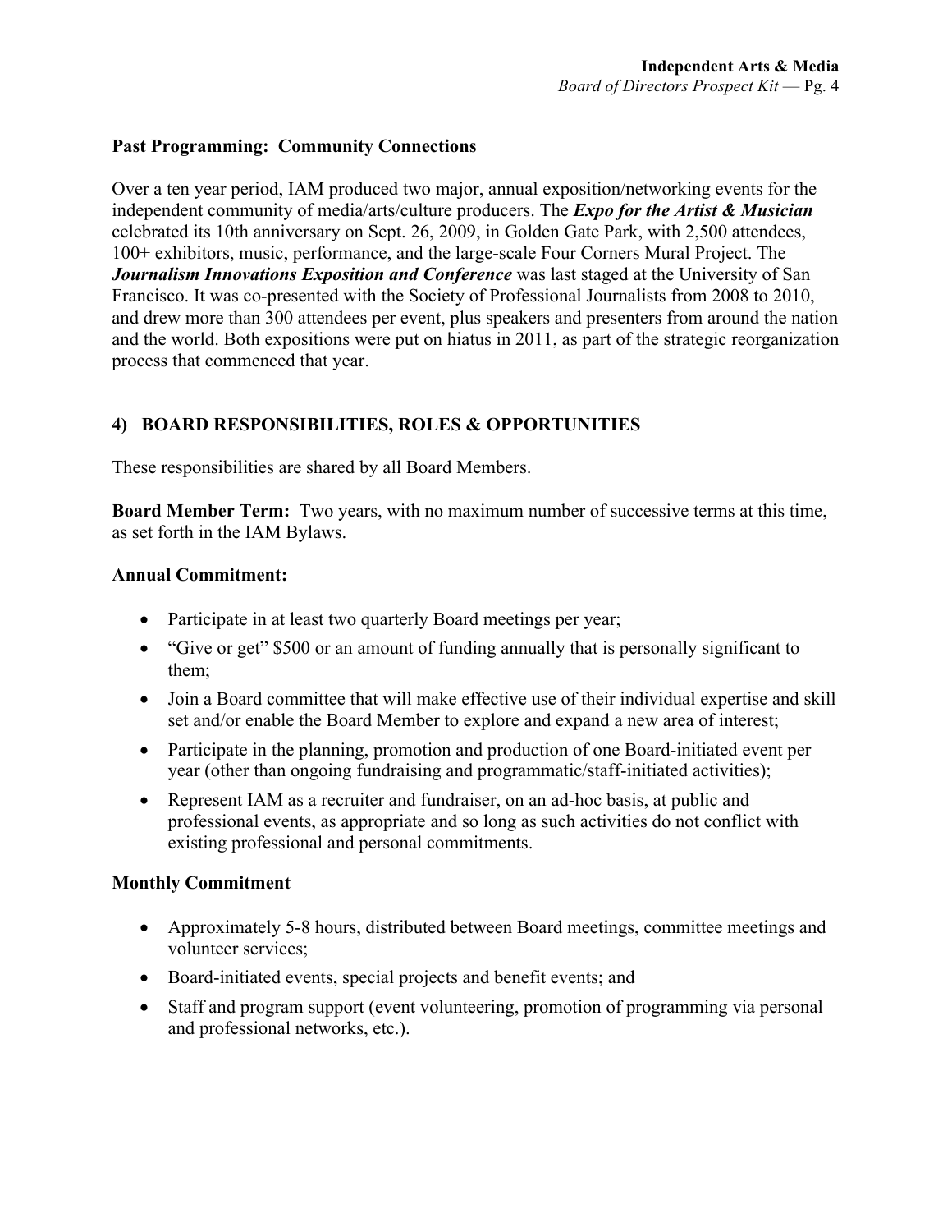**Past Programming: Community Connections**

Over a ten year period, IAM produced two major, annual exposition/networking events for the independent community of media/arts/culture producers. The ***Expo for the Artist & Musician*** celebrated its 10th anniversary on Sept. 26, 2009, in Golden Gate Park, with 2,500 attendees, 100+ exhibitors, music, performance, and the large-scale Four Corners Mural Project. The ***Journalism Innovations Exposition and Conference*** was last staged at the University of San Francisco. It was co-presented with the Society of Professional Journalists from 2008 to 2010, and drew more than 300 attendees per event, plus speakers and presenters from around the nation and the world. Both expositions were put on hiatus in 2011, as part of the strategic reorganization process that commenced that year.

## 4) BOARD RESPONSIBILITIES, ROLES & OPPORTUNITIES

These responsibilities are shared by all Board Members.

**Board Member Term:** Two years, with no maximum number of successive terms at this time, as set forth in the IAM Bylaws.

**Annual Commitment:**

- Participate in at least two quarterly Board meetings per year;
- "Give or get" $500 or an amount of funding annually that is personally significant to them;
- Join a Board committee that will make effective use of their individual expertise and skill set and/or enable the Board Member to explore and expand a new area of interest;
- Participate in the planning, promotion and production of one Board-initiated event per year (other than ongoing fundraising and programmatic/staff-initiated activities);
- Represent IAM as a recruiter and fundraiser, on an ad-hoc basis, at public and professional events, as appropriate and so long as such activities do not conflict with existing professional and personal commitments.

**Monthly Commitment**

- Approximately 5-8 hours, distributed between Board meetings, committee meetings and volunteer services;
- Board-initiated events, special projects and benefit events; and
- Staff and program support (event volunteering, promotion of programming via personal and professional networks, etc.).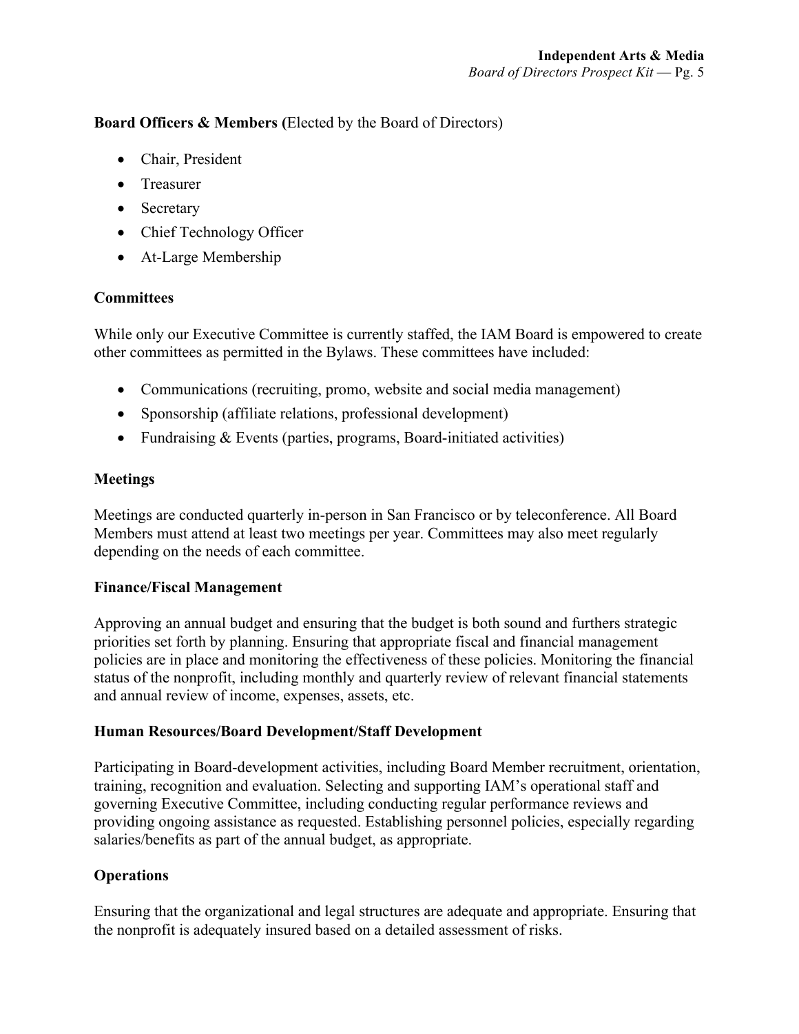**Board Officers & Members (**Elected by the Board of Directors)

- Chair, President
- Treasurer
- Secretary
- Chief Technology Officer
- At-Large Membership

**Committees**

While only our Executive Committee is currently staffed, the IAM Board is empowered to create other committees as permitted in the Bylaws. These committees have included:

- Communications (recruiting, promo, website and social media management)
- Sponsorship (affiliate relations, professional development)
- Fundraising & Events (parties, programs, Board-initiated activities)

**Meetings**

Meetings are conducted quarterly in-person in San Francisco or by teleconference. All Board Members must attend at least two meetings per year. Committees may also meet regularly depending on the needs of each committee.

**Finance/Fiscal Management**

Approving an annual budget and ensuring that the budget is both sound and furthers strategic priorities set forth by planning. Ensuring that appropriate fiscal and financial management policies are in place and monitoring the effectiveness of these policies. Monitoring the financial status of the nonprofit, including monthly and quarterly review of relevant financial statements and annual review of income, expenses, assets, etc.

**Human Resources/Board Development/Staff Development**

Participating in Board-development activities, including Board Member recruitment, orientation, training, recognition and evaluation. Selecting and supporting IAM's operational staff and governing Executive Committee, including conducting regular performance reviews and providing ongoing assistance as requested. Establishing personnel policies, especially regarding salaries/benefits as part of the annual budget, as appropriate.

**Operations**

Ensuring that the organizational and legal structures are adequate and appropriate. Ensuring that the nonprofit is adequately insured based on a detailed assessment of risks.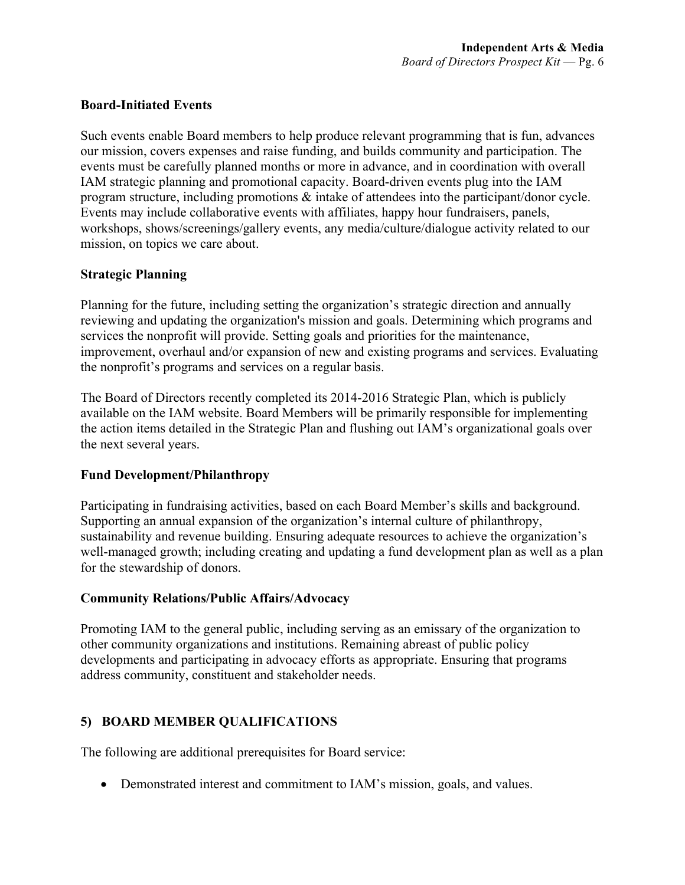**Board-Initiated Events**

Such events enable Board members to help produce relevant programming that is fun, advances our mission, covers expenses and raise funding, and builds community and participation. The events must be carefully planned months or more in advance, and in coordination with overall IAM strategic planning and promotional capacity. Board-driven events plug into the IAM program structure, including promotions & intake of attendees into the participant/donor cycle. Events may include collaborative events with affiliates, happy hour fundraisers, panels, workshops, shows/screenings/gallery events, any media/culture/dialogue activity related to our mission, on topics we care about.

**Strategic Planning**

Planning for the future, including setting the organization's strategic direction and annually reviewing and updating the organization's mission and goals. Determining which programs and services the nonprofit will provide. Setting goals and priorities for the maintenance, improvement, overhaul and/or expansion of new and existing programs and services. Evaluating the nonprofit's programs and services on a regular basis.

The Board of Directors recently completed its 2014-2016 Strategic Plan, which is publicly available on the IAM website. Board Members will be primarily responsible for implementing the action items detailed in the Strategic Plan and flushing out IAM's organizational goals over the next several years.

**Fund Development/Philanthropy**

Participating in fundraising activities, based on each Board Member's skills and background. Supporting an annual expansion of the organization's internal culture of philanthropy, sustainability and revenue building. Ensuring adequate resources to achieve the organization's well-managed growth; including creating and updating a fund development plan as well as a plan for the stewardship of donors.

**Community Relations/Public Affairs/Advocacy**

Promoting IAM to the general public, including serving as an emissary of the organization to other community organizations and institutions. Remaining abreast of public policy developments and participating in advocacy efforts as appropriate. Ensuring that programs address community, constituent and stakeholder needs.

## 5) BOARD MEMBER QUALIFICATIONS

The following are additional prerequisites for Board service:

- Demonstrated interest and commitment to IAM's mission, goals, and values.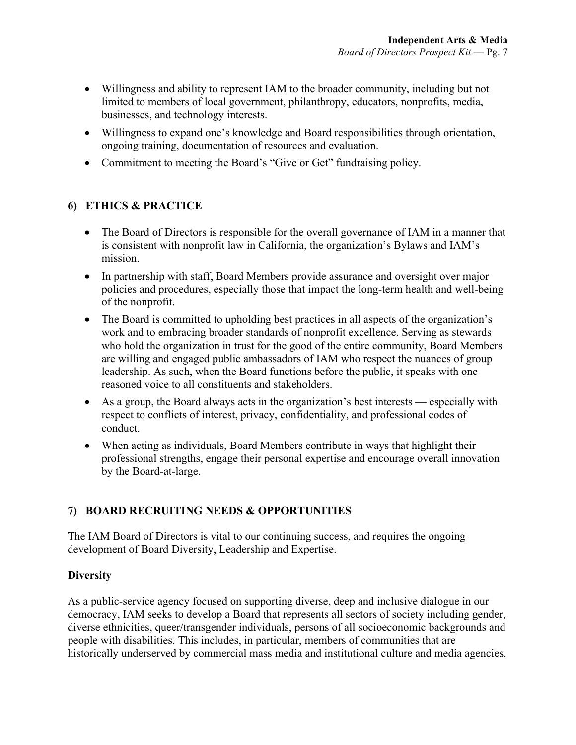- Willingness and ability to represent IAM to the broader community, including but not limited to members of local government, philanthropy, educators, nonprofits, media, businesses, and technology interests.
- Willingness to expand one's knowledge and Board responsibilities through orientation, ongoing training, documentation of resources and evaluation.
- Commitment to meeting the Board's "Give or Get" fundraising policy.

## 6) ETHICS & PRACTICE

- The Board of Directors is responsible for the overall governance of IAM in a manner that is consistent with nonprofit law in California, the organization's Bylaws and IAM's mission.
- In partnership with staff, Board Members provide assurance and oversight over major policies and procedures, especially those that impact the long-term health and well-being of the nonprofit.
- The Board is committed to upholding best practices in all aspects of the organization's work and to embracing broader standards of nonprofit excellence. Serving as stewards who hold the organization in trust for the good of the entire community, Board Members are willing and engaged public ambassadors of IAM who respect the nuances of group leadership. As such, when the Board functions before the public, it speaks with one reasoned voice to all constituents and stakeholders.
- As a group, the Board always acts in the organization's best interests — especially with respect to conflicts of interest, privacy, confidentiality, and professional codes of conduct.
- When acting as individuals, Board Members contribute in ways that highlight their professional strengths, engage their personal expertise and encourage overall innovation by the Board-at-large.

## 7) BOARD RECRUITING NEEDS & OPPORTUNITIES

The IAM Board of Directors is vital to our continuing success, and requires the ongoing development of Board Diversity, Leadership and Expertise.

### Diversity

As a public-service agency focused on supporting diverse, deep and inclusive dialogue in our democracy, IAM seeks to develop a Board that represents all sectors of society including gender, diverse ethnicities, queer/transgender individuals, persons of all socioeconomic backgrounds and people with disabilities. This includes, in particular, members of communities that are historically underserved by commercial mass media and institutional culture and media agencies.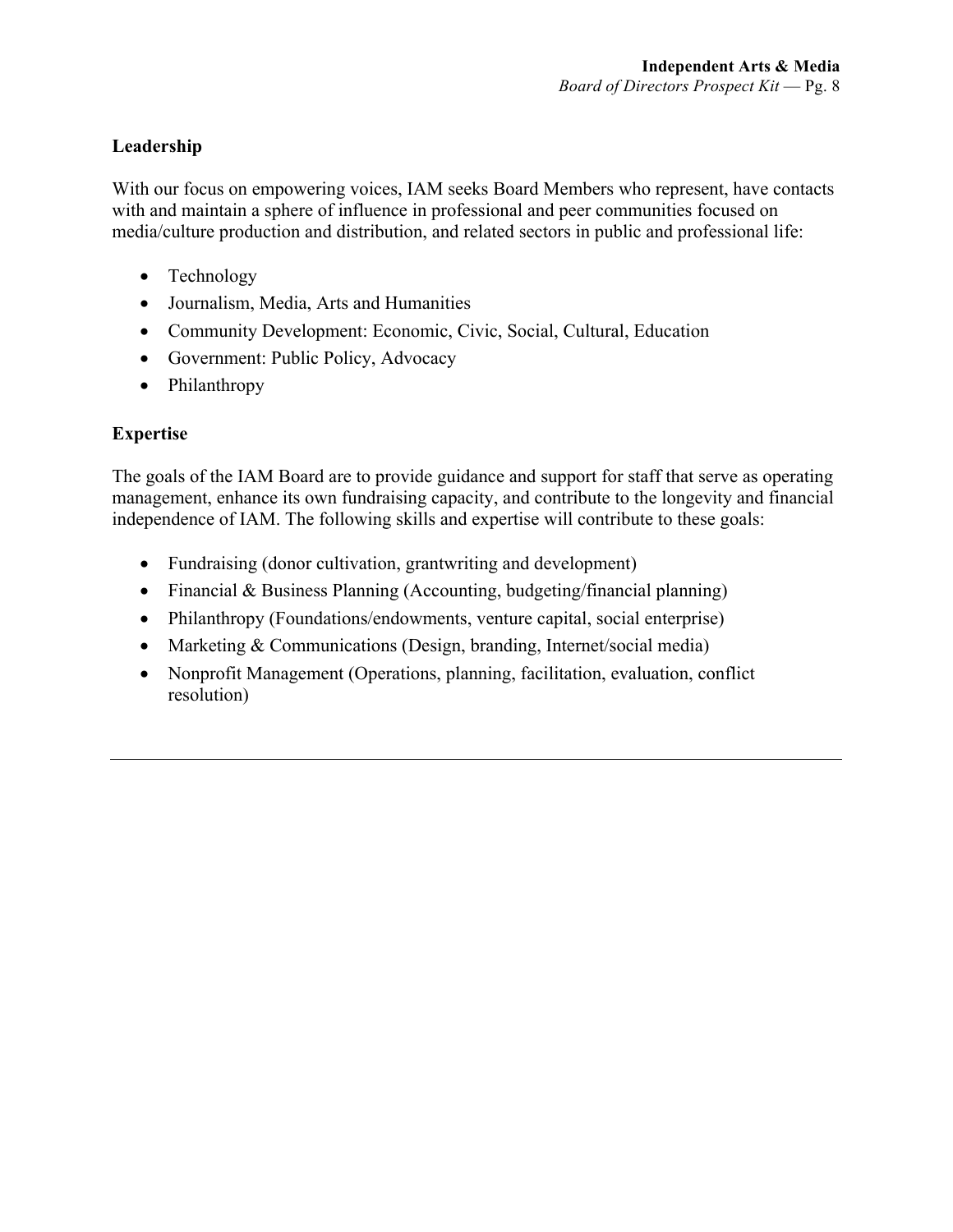## Leadership

With our focus on empowering voices, IAM seeks Board Members who represent, have contacts with and maintain a sphere of influence in professional and peer communities focused on media/culture production and distribution, and related sectors in public and professional life:

- Technology
- Journalism, Media, Arts and Humanities
- Community Development: Economic, Civic, Social, Cultural, Education
- Government: Public Policy, Advocacy
- Philanthropy

## Expertise

The goals of the IAM Board are to provide guidance and support for staff that serve as operating management, enhance its own fundraising capacity, and contribute to the longevity and financial independence of IAM. The following skills and expertise will contribute to these goals:

- Fundraising (donor cultivation, grantwriting and development)
- Financial & Business Planning (Accounting, budgeting/financial planning)
- Philanthropy (Foundations/endowments, venture capital, social enterprise)
- Marketing & Communications (Design, branding, Internet/social media)
- Nonprofit Management (Operations, planning, facilitation, evaluation, conflict resolution)

---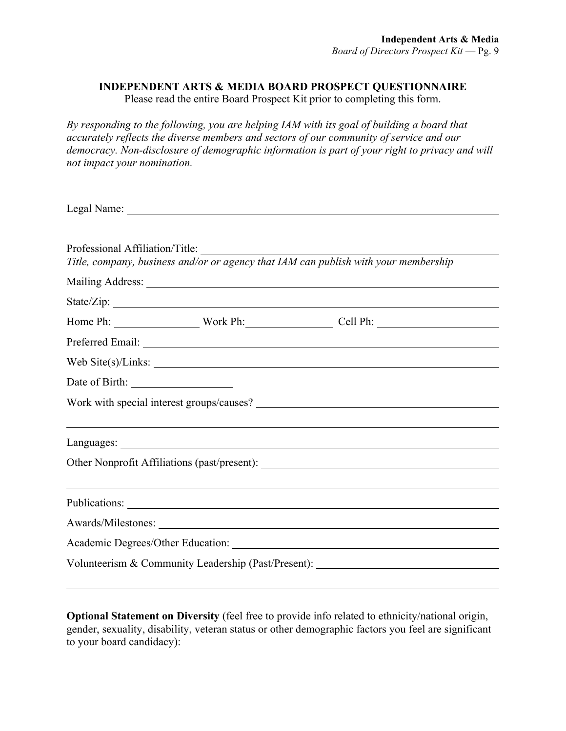## INDEPENDENT ARTS & MEDIA BOARD PROSPECT QUESTIONNAIRE

Please read the entire Board Prospect Kit prior to completing this form.

*By responding to the following, you are helping IAM with its goal of building a board that accurately reflects the diverse members and sectors of our community of service and our democracy. Non-disclosure of demographic information is part of your right to privacy and will not impact your nomination.*

Legal Name: ______________________________________________

Professional Affiliation/Title: ______________________________________________
*Title, company, business and/or or agency that IAM can publish with your membership*

Mailing Address: ______________________________________________

State/Zip: ______________________________________________

Home Ph: ______________ Work Ph: ______________ Cell Ph: ______________

Preferred Email: ______________________________________________

Web Site(s)/Links: ______________________________________________

Date of Birth: ______________

Work with special interest groups/causes? ______________________________________________

______________________________________________

Languages: ______________________________________________

Other Nonprofit Affiliations (past/present): ______________________________________________

______________________________________________

Publications: ______________________________________________

Awards/Milestones: ______________________________________________

Academic Degrees/Other Education: ______________________________________________

Volunteerism & Community Leadership (Past/Present): ______________________________________________

______________________________________________

**Optional Statement on Diversity** (feel free to provide info related to ethnicity/national origin, gender, sexuality, disability, veteran status or other demographic factors you feel are significant to your board candidacy):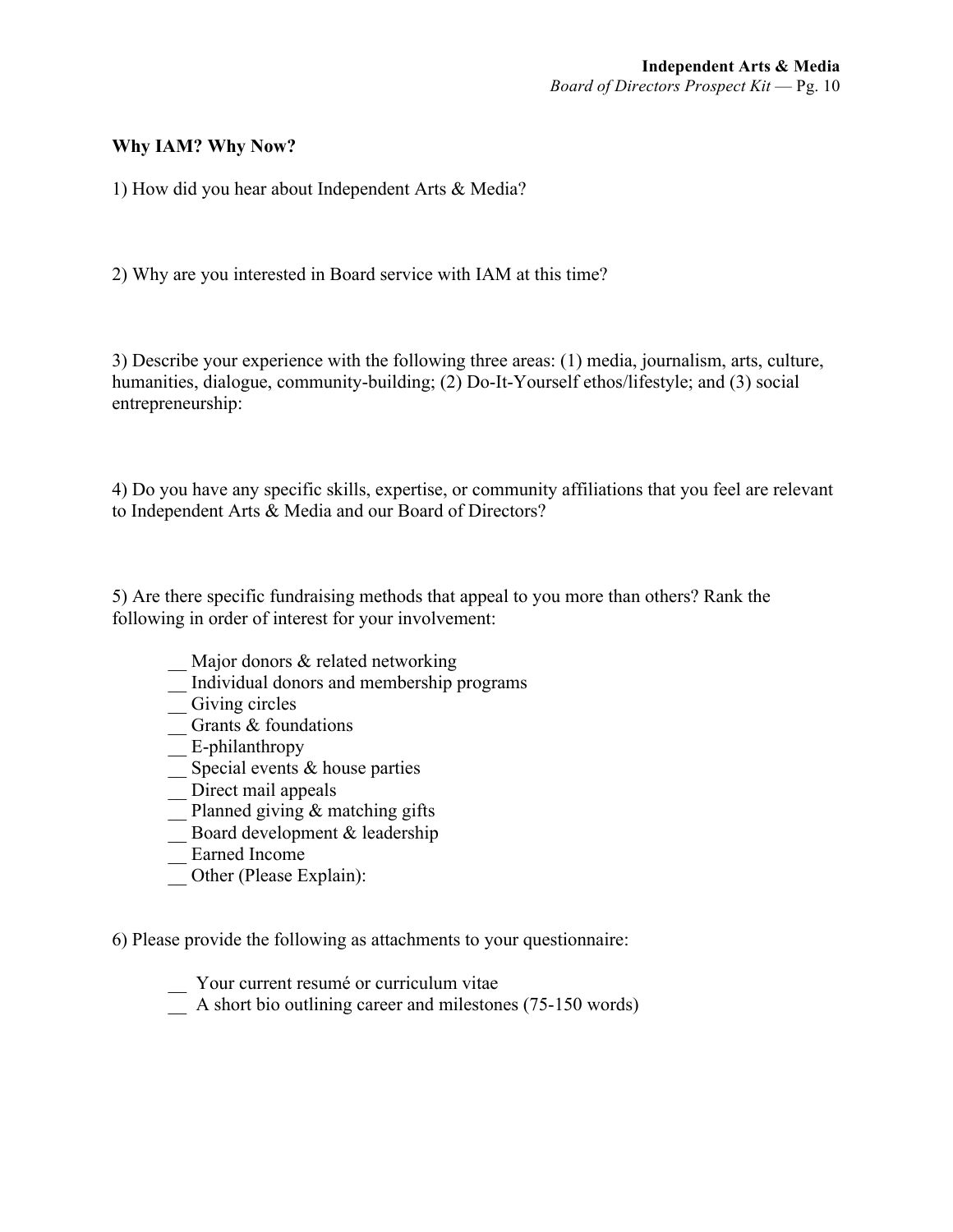**Why IAM? Why Now?**

1) How did you hear about Independent Arts & Media?

2) Why are you interested in Board service with IAM at this time?

3) Describe your experience with the following three areas: (1) media, journalism, arts, culture, humanities, dialogue, community-building; (2) Do-It-Yourself ethos/lifestyle; and (3) social entrepreneurship:

4) Do you have any specific skills, expertise, or community affiliations that you feel are relevant to Independent Arts & Media and our Board of Directors?

5) Are there specific fundraising methods that appeal to you more than others? Rank the following in order of interest for your involvement:

- __ Major donors & related networking
- __ Individual donors and membership programs
- __ Giving circles
- __ Grants & foundations
- __ E-philanthropy
- __ Special events & house parties
- __ Direct mail appeals
- __ Planned giving & matching gifts
- __ Board development & leadership
- __ Earned Income
- __ Other (Please Explain):

6) Please provide the following as attachments to your questionnaire:

- __ Your current resumé or curriculum vitae
- __ A short bio outlining career and milestones (75-150 words)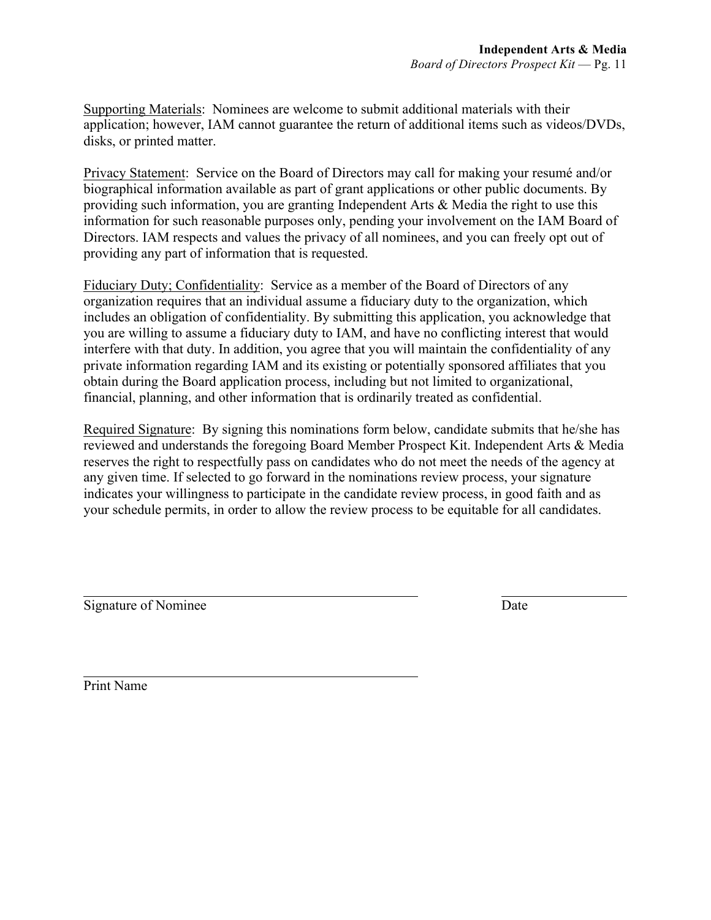Supporting Materials: Nominees are welcome to submit additional materials with their application; however, IAM cannot guarantee the return of additional items such as videos/DVDs, disks, or printed matter.

Privacy Statement: Service on the Board of Directors may call for making your resumé and/or biographical information available as part of grant applications or other public documents. By providing such information, you are granting Independent Arts & Media the right to use this information for such reasonable purposes only, pending your involvement on the IAM Board of Directors. IAM respects and values the privacy of all nominees, and you can freely opt out of providing any part of information that is requested.

Fiduciary Duty; Confidentiality: Service as a member of the Board of Directors of any organization requires that an individual assume a fiduciary duty to the organization, which includes an obligation of confidentiality. By submitting this application, you acknowledge that you are willing to assume a fiduciary duty to IAM, and have no conflicting interest that would interfere with that duty. In addition, you agree that you will maintain the confidentiality of any private information regarding IAM and its existing or potentially sponsored affiliates that you obtain during the Board application process, including but not limited to organizational, financial, planning, and other information that is ordinarily treated as confidential.

Required Signature: By signing this nominations form below, candidate submits that he/she has reviewed and understands the foregoing Board Member Prospect Kit. Independent Arts & Media reserves the right to respectfully pass on candidates who do not meet the needs of the agency at any given time. If selected to go forward in the nominations review process, your signature indicates your willingness to participate in the candidate review process, in good faith and as your schedule permits, in order to allow the review process to be equitable for all candidates.

\_\_\_\_\_\_\_\_\_\_\_\_\_\_\_\_\_\_\_\_\_\_\_\_\_\_\_\_\_\_\_\_\_\_\_\_\_\_\_\_ \_\_\_\_\_\_\_\_\_\_\_\_\_\_\_

Signature of Nominee Date

\_\_\_\_\_\_\_\_\_\_\_\_\_\_\_\_\_\_\_\_\_\_\_\_\_\_\_\_\_\_\_\_\_\_\_\_\_\_\_\_

Print Name